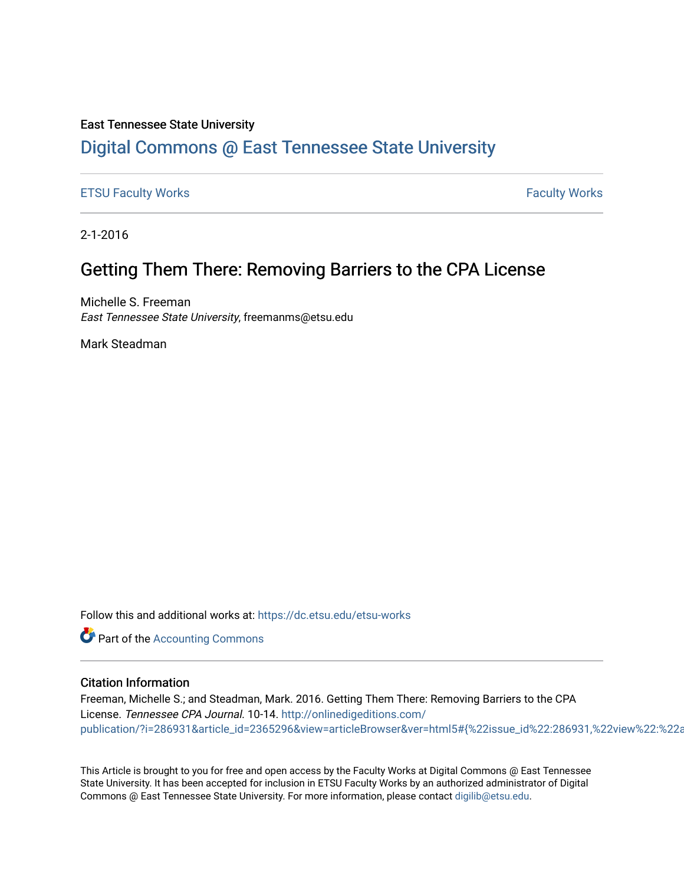East Tennessee State University

# Digital Commons @ East Tennessee State University

ETSU Faculty Works | Faculty Works

2-1-2016

## Getting Them There: Removing Barriers to the CPA License

Michelle S. Freeman
*East Tennessee State University*, freemanms@etsu.edu

Mark Steadman

Follow this and additional works at: https://dc.etsu.edu/etsu-works

Part of the Accounting Commons

### Citation Information

Freeman, Michelle S.; and Steadman, Mark. 2016. Getting Them There: Removing Barriers to the CPA License. *Tennessee CPA Journal*. 10-14. http://onlinedigeditions.com/publication/?i=286931&article_id=2365296&view=articleBrowser&ver=html5#{%22issue_id%22:286931,%22view%22:%22a

This Article is brought to you for free and open access by the Faculty Works at Digital Commons @ East Tennessee State University. It has been accepted for inclusion in ETSU Faculty Works by an authorized administrator of Digital Commons @ East Tennessee State University. For more information, please contact digilib@etsu.edu.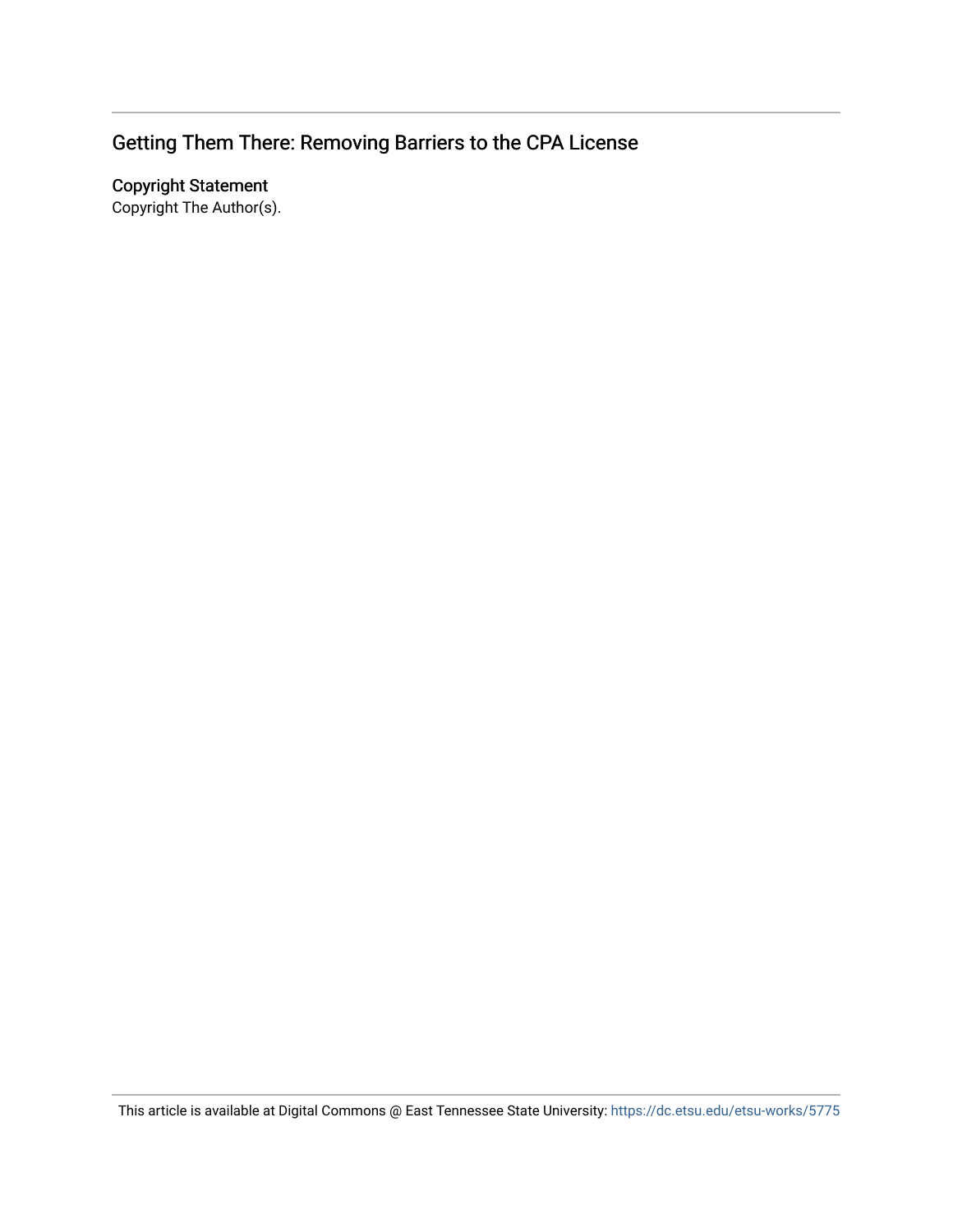## Getting Them There: Removing Barriers to the CPA License

### Copyright Statement

Copyright The Author(s).

This article is available at Digital Commons @ East Tennessee State University: https://dc.etsu.edu/etsu-works/5775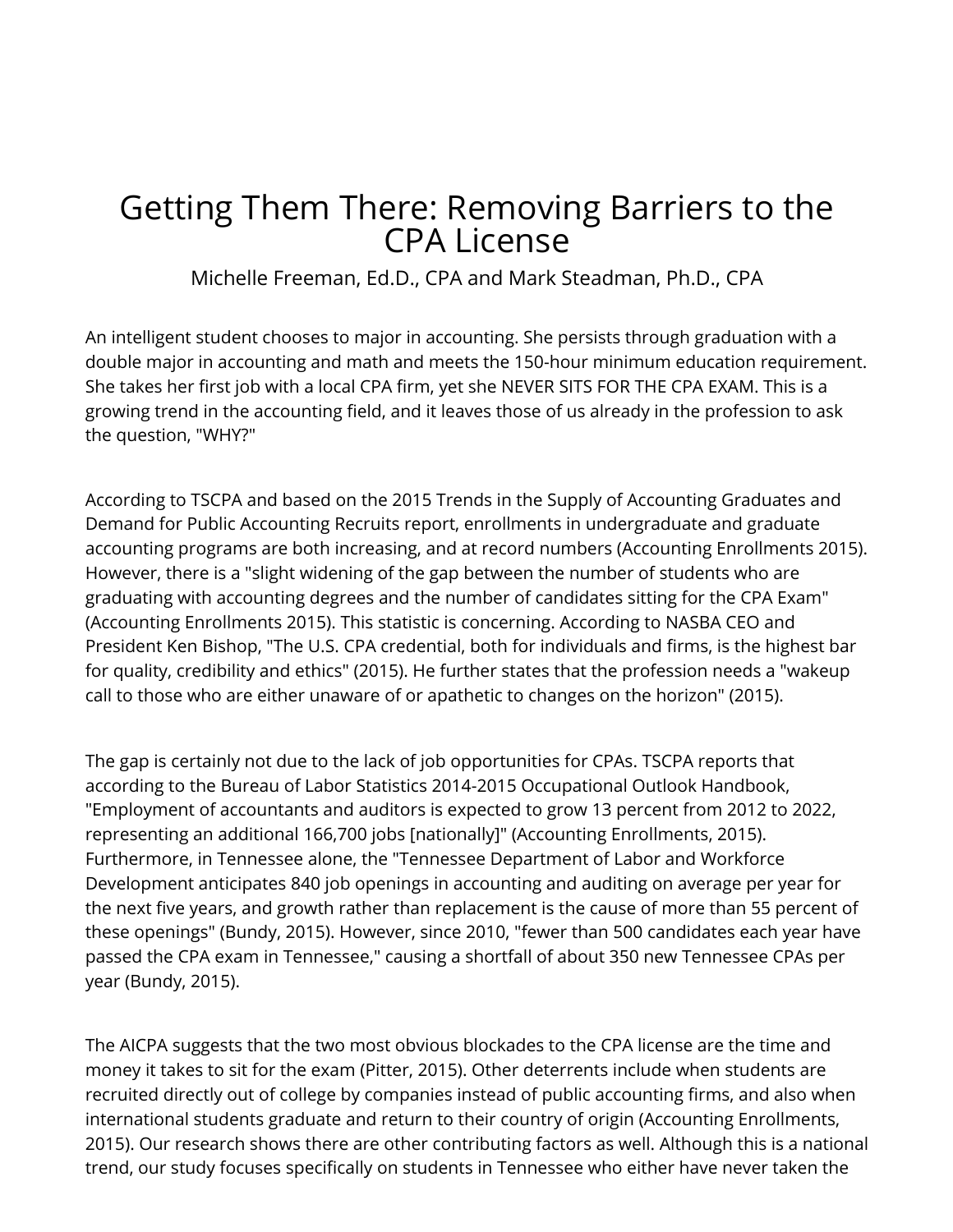# Getting Them There: Removing Barriers to the CPA License

Michelle Freeman, Ed.D., CPA and Mark Steadman, Ph.D., CPA

An intelligent student chooses to major in accounting. She persists through graduation with a double major in accounting and math and meets the 150-hour minimum education requirement. She takes her first job with a local CPA firm, yet she NEVER SITS FOR THE CPA EXAM. This is a growing trend in the accounting field, and it leaves those of us already in the profession to ask the question, "WHY?"

According to TSCPA and based on the 2015 Trends in the Supply of Accounting Graduates and Demand for Public Accounting Recruits report, enrollments in undergraduate and graduate accounting programs are both increasing, and at record numbers (Accounting Enrollments 2015). However, there is a "slight widening of the gap between the number of students who are graduating with accounting degrees and the number of candidates sitting for the CPA Exam" (Accounting Enrollments 2015). This statistic is concerning. According to NASBA CEO and President Ken Bishop, "The U.S. CPA credential, both for individuals and firms, is the highest bar for quality, credibility and ethics" (2015). He further states that the profession needs a "wakeup call to those who are either unaware of or apathetic to changes on the horizon" (2015).

The gap is certainly not due to the lack of job opportunities for CPAs. TSCPA reports that according to the Bureau of Labor Statistics 2014-2015 Occupational Outlook Handbook, "Employment of accountants and auditors is expected to grow 13 percent from 2012 to 2022, representing an additional 166,700 jobs [nationally]" (Accounting Enrollments, 2015). Furthermore, in Tennessee alone, the "Tennessee Department of Labor and Workforce Development anticipates 840 job openings in accounting and auditing on average per year for the next five years, and growth rather than replacement is the cause of more than 55 percent of these openings" (Bundy, 2015). However, since 2010, "fewer than 500 candidates each year have passed the CPA exam in Tennessee," causing a shortfall of about 350 new Tennessee CPAs per year (Bundy, 2015).

The AICPA suggests that the two most obvious blockades to the CPA license are the time and money it takes to sit for the exam (Pitter, 2015). Other deterrents include when students are recruited directly out of college by companies instead of public accounting firms, and also when international students graduate and return to their country of origin (Accounting Enrollments, 2015). Our research shows there are other contributing factors as well. Although this is a national trend, our study focuses specifically on students in Tennessee who either have never taken the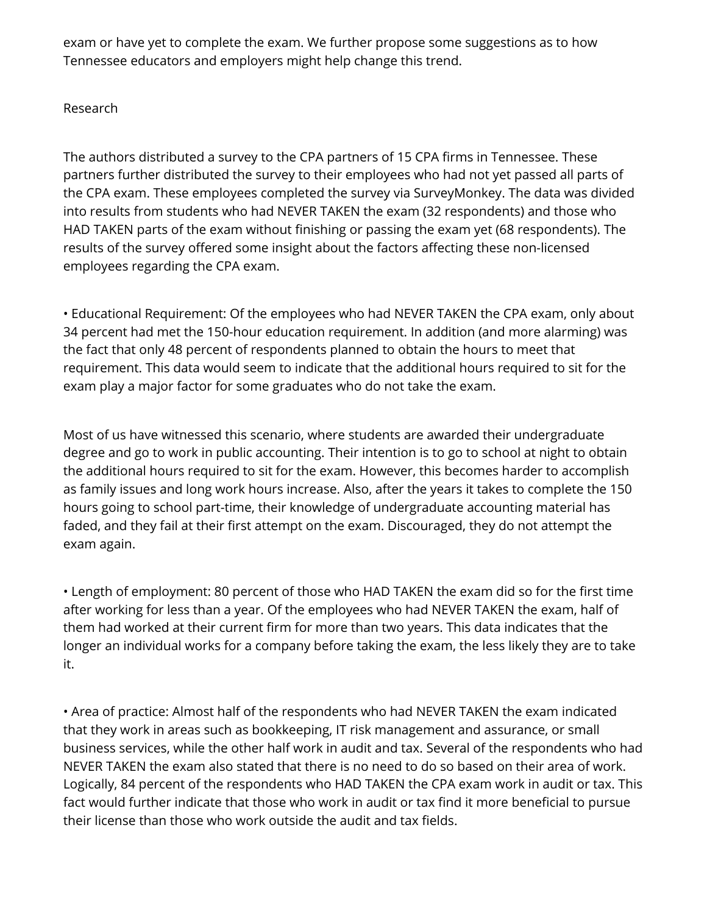exam or have yet to complete the exam. We further propose some suggestions as to how Tennessee educators and employers might help change this trend.

## Research

The authors distributed a survey to the CPA partners of 15 CPA firms in Tennessee. These partners further distributed the survey to their employees who had not yet passed all parts of the CPA exam. These employees completed the survey via SurveyMonkey. The data was divided into results from students who had NEVER TAKEN the exam (32 respondents) and those who HAD TAKEN parts of the exam without finishing or passing the exam yet (68 respondents). The results of the survey offered some insight about the factors affecting these non-licensed employees regarding the CPA exam.

• Educational Requirement: Of the employees who had NEVER TAKEN the CPA exam, only about 34 percent had met the 150-hour education requirement. In addition (and more alarming) was the fact that only 48 percent of respondents planned to obtain the hours to meet that requirement. This data would seem to indicate that the additional hours required to sit for the exam play a major factor for some graduates who do not take the exam.

Most of us have witnessed this scenario, where students are awarded their undergraduate degree and go to work in public accounting. Their intention is to go to school at night to obtain the additional hours required to sit for the exam. However, this becomes harder to accomplish as family issues and long work hours increase. Also, after the years it takes to complete the 150 hours going to school part-time, their knowledge of undergraduate accounting material has faded, and they fail at their first attempt on the exam. Discouraged, they do not attempt the exam again.

• Length of employment: 80 percent of those who HAD TAKEN the exam did so for the first time after working for less than a year. Of the employees who had NEVER TAKEN the exam, half of them had worked at their current firm for more than two years. This data indicates that the longer an individual works for a company before taking the exam, the less likely they are to take it.

• Area of practice: Almost half of the respondents who had NEVER TAKEN the exam indicated that they work in areas such as bookkeeping, IT risk management and assurance, or small business services, while the other half work in audit and tax. Several of the respondents who had NEVER TAKEN the exam also stated that there is no need to do so based on their area of work. Logically, 84 percent of the respondents who HAD TAKEN the CPA exam work in audit or tax. This fact would further indicate that those who work in audit or tax find it more beneficial to pursue their license than those who work outside the audit and tax fields.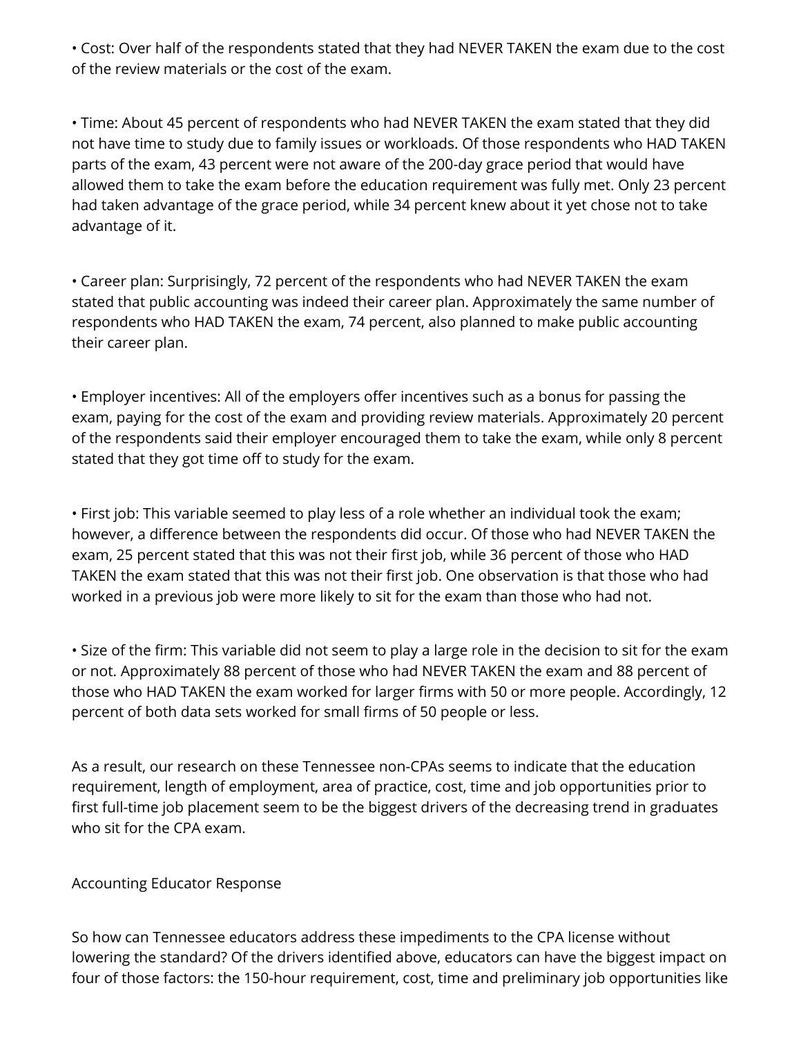- Cost: Over half of the respondents stated that they had NEVER TAKEN the exam due to the cost of the review materials or the cost of the exam.

- Time: About 45 percent of respondents who had NEVER TAKEN the exam stated that they did not have time to study due to family issues or workloads. Of those respondents who HAD TAKEN parts of the exam, 43 percent were not aware of the 200-day grace period that would have allowed them to take the exam before the education requirement was fully met. Only 23 percent had taken advantage of the grace period, while 34 percent knew about it yet chose not to take advantage of it.

- Career plan: Surprisingly, 72 percent of the respondents who had NEVER TAKEN the exam stated that public accounting was indeed their career plan. Approximately the same number of respondents who HAD TAKEN the exam, 74 percent, also planned to make public accounting their career plan.

- Employer incentives: All of the employers offer incentives such as a bonus for passing the exam, paying for the cost of the exam and providing review materials. Approximately 20 percent of the respondents said their employer encouraged them to take the exam, while only 8 percent stated that they got time off to study for the exam.

- First job: This variable seemed to play less of a role whether an individual took the exam; however, a difference between the respondents did occur. Of those who had NEVER TAKEN the exam, 25 percent stated that this was not their first job, while 36 percent of those who HAD TAKEN the exam stated that this was not their first job. One observation is that those who had worked in a previous job were more likely to sit for the exam than those who had not.

- Size of the firm: This variable did not seem to play a large role in the decision to sit for the exam or not. Approximately 88 percent of those who had NEVER TAKEN the exam and 88 percent of those who HAD TAKEN the exam worked for larger firms with 50 or more people. Accordingly, 12 percent of both data sets worked for small firms of 50 people or less.

As a result, our research on these Tennessee non-CPAs seems to indicate that the education requirement, length of employment, area of practice, cost, time and job opportunities prior to first full-time job placement seem to be the biggest drivers of the decreasing trend in graduates who sit for the CPA exam.

## Accounting Educator Response

So how can Tennessee educators address these impediments to the CPA license without lowering the standard? Of the drivers identified above, educators can have the biggest impact on four of those factors: the 150-hour requirement, cost, time and preliminary job opportunities like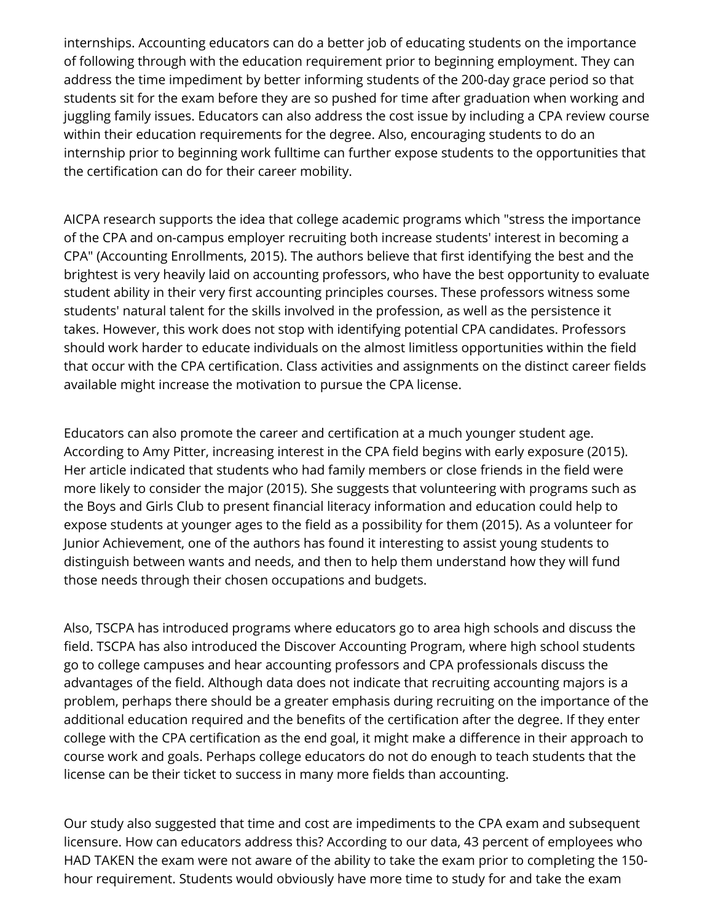internships. Accounting educators can do a better job of educating students on the importance of following through with the education requirement prior to beginning employment. They can address the time impediment by better informing students of the 200-day grace period so that students sit for the exam before they are so pushed for time after graduation when working and juggling family issues. Educators can also address the cost issue by including a CPA review course within their education requirements for the degree. Also, encouraging students to do an internship prior to beginning work fulltime can further expose students to the opportunities that the certification can do for their career mobility.

AICPA research supports the idea that college academic programs which "stress the importance of the CPA and on-campus employer recruiting both increase students' interest in becoming a CPA" (Accounting Enrollments, 2015). The authors believe that first identifying the best and the brightest is very heavily laid on accounting professors, who have the best opportunity to evaluate student ability in their very first accounting principles courses. These professors witness some students' natural talent for the skills involved in the profession, as well as the persistence it takes. However, this work does not stop with identifying potential CPA candidates. Professors should work harder to educate individuals on the almost limitless opportunities within the field that occur with the CPA certification. Class activities and assignments on the distinct career fields available might increase the motivation to pursue the CPA license.

Educators can also promote the career and certification at a much younger student age. According to Amy Pitter, increasing interest in the CPA field begins with early exposure (2015). Her article indicated that students who had family members or close friends in the field were more likely to consider the major (2015). She suggests that volunteering with programs such as the Boys and Girls Club to present financial literacy information and education could help to expose students at younger ages to the field as a possibility for them (2015). As a volunteer for Junior Achievement, one of the authors has found it interesting to assist young students to distinguish between wants and needs, and then to help them understand how they will fund those needs through their chosen occupations and budgets.

Also, TSCPA has introduced programs where educators go to area high schools and discuss the field. TSCPA has also introduced the Discover Accounting Program, where high school students go to college campuses and hear accounting professors and CPA professionals discuss the advantages of the field. Although data does not indicate that recruiting accounting majors is a problem, perhaps there should be a greater emphasis during recruiting on the importance of the additional education required and the benefits of the certification after the degree. If they enter college with the CPA certification as the end goal, it might make a difference in their approach to course work and goals. Perhaps college educators do not do enough to teach students that the license can be their ticket to success in many more fields than accounting.

Our study also suggested that time and cost are impediments to the CPA exam and subsequent licensure. How can educators address this? According to our data, 43 percent of employees who HAD TAKEN the exam were not aware of the ability to take the exam prior to completing the 150-hour requirement. Students would obviously have more time to study for and take the exam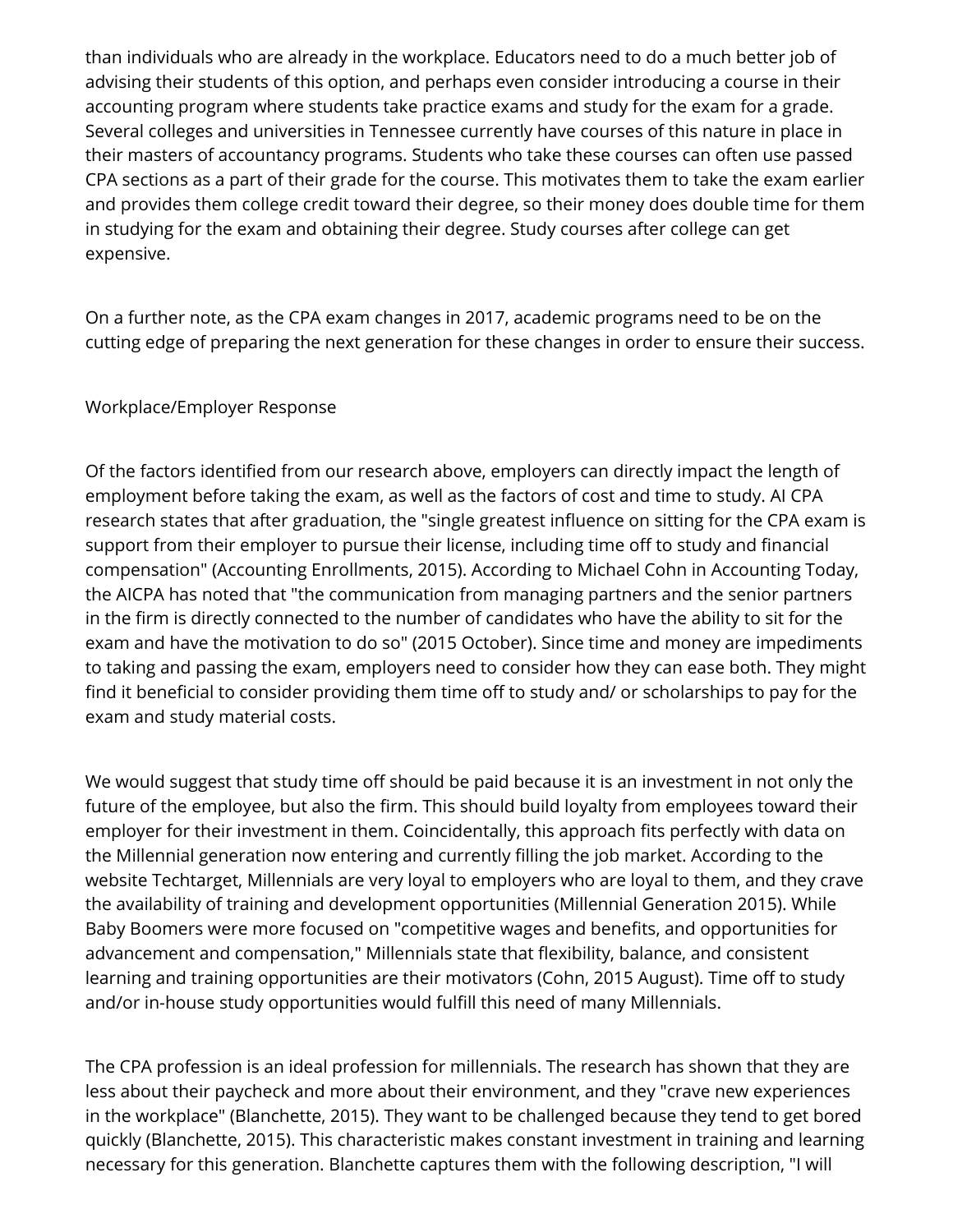than individuals who are already in the workplace. Educators need to do a much better job of advising their students of this option, and perhaps even consider introducing a course in their accounting program where students take practice exams and study for the exam for a grade. Several colleges and universities in Tennessee currently have courses of this nature in place in their masters of accountancy programs. Students who take these courses can often use passed CPA sections as a part of their grade for the course. This motivates them to take the exam earlier and provides them college credit toward their degree, so their money does double time for them in studying for the exam and obtaining their degree. Study courses after college can get expensive.

On a further note, as the CPA exam changes in 2017, academic programs need to be on the cutting edge of preparing the next generation for these changes in order to ensure their success.

## Workplace/Employer Response

Of the factors identified from our research above, employers can directly impact the length of employment before taking the exam, as well as the factors of cost and time to study. AI CPA research states that after graduation, the "single greatest influence on sitting for the CPA exam is support from their employer to pursue their license, including time off to study and financial compensation" (Accounting Enrollments, 2015). According to Michael Cohn in Accounting Today, the AICPA has noted that "the communication from managing partners and the senior partners in the firm is directly connected to the number of candidates who have the ability to sit for the exam and have the motivation to do so" (2015 October). Since time and money are impediments to taking and passing the exam, employers need to consider how they can ease both. They might find it beneficial to consider providing them time off to study and/ or scholarships to pay for the exam and study material costs.

We would suggest that study time off should be paid because it is an investment in not only the future of the employee, but also the firm. This should build loyalty from employees toward their employer for their investment in them. Coincidentally, this approach fits perfectly with data on the Millennial generation now entering and currently filling the job market. According to the website Techtarget, Millennials are very loyal to employers who are loyal to them, and they crave the availability of training and development opportunities (Millennial Generation 2015). While Baby Boomers were more focused on "competitive wages and benefits, and opportunities for advancement and compensation," Millennials state that flexibility, balance, and consistent learning and training opportunities are their motivators (Cohn, 2015 August). Time off to study and/or in-house study opportunities would fulfill this need of many Millennials.

The CPA profession is an ideal profession for millennials. The research has shown that they are less about their paycheck and more about their environment, and they "crave new experiences in the workplace" (Blanchette, 2015). They want to be challenged because they tend to get bored quickly (Blanchette, 2015). This characteristic makes constant investment in training and learning necessary for this generation. Blanchette captures them with the following description, "I will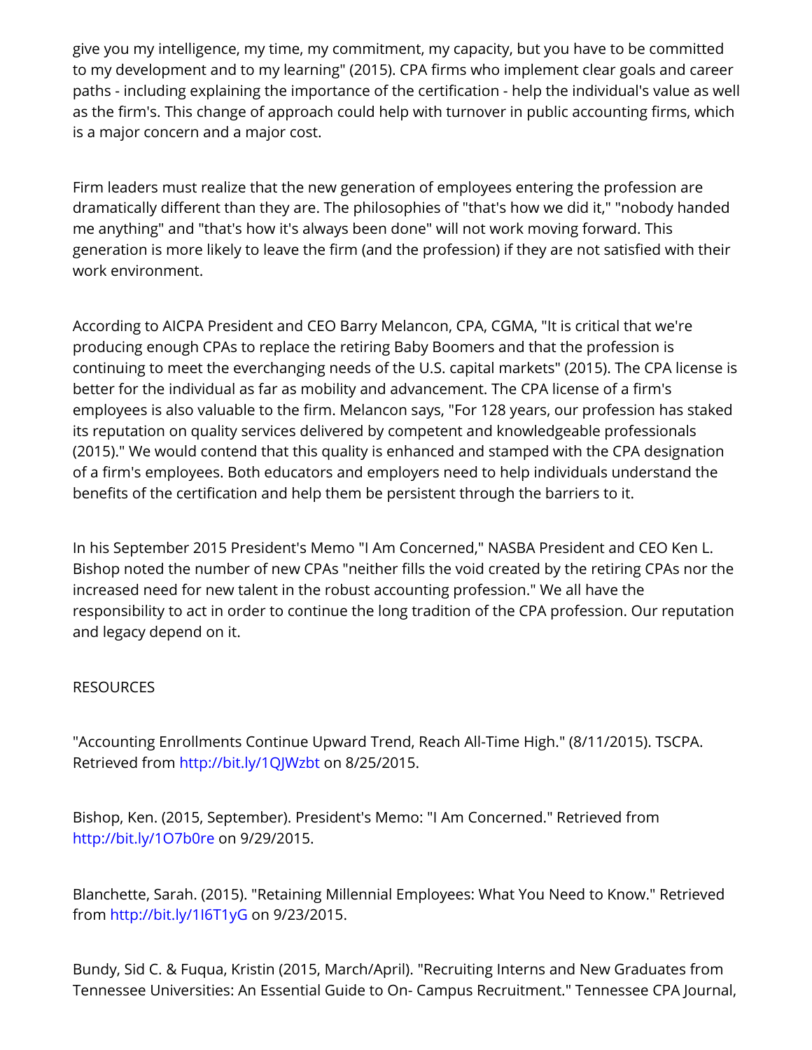give you my intelligence, my time, my commitment, my capacity, but you have to be committed to my development and to my learning" (2015). CPA firms who implement clear goals and career paths - including explaining the importance of the certification - help the individual's value as well as the firm's. This change of approach could help with turnover in public accounting firms, which is a major concern and a major cost.

Firm leaders must realize that the new generation of employees entering the profession are dramatically different than they are. The philosophies of "that's how we did it," "nobody handed me anything" and "that's how it's always been done" will not work moving forward. This generation is more likely to leave the firm (and the profession) if they are not satisfied with their work environment.

According to AICPA President and CEO Barry Melancon, CPA, CGMA, "It is critical that we're producing enough CPAs to replace the retiring Baby Boomers and that the profession is continuing to meet the everchanging needs of the U.S. capital markets" (2015). The CPA license is better for the individual as far as mobility and advancement. The CPA license of a firm's employees is also valuable to the firm. Melancon says, "For 128 years, our profession has staked its reputation on quality services delivered by competent and knowledgeable professionals (2015)." We would contend that this quality is enhanced and stamped with the CPA designation of a firm's employees. Both educators and employers need to help individuals understand the benefits of the certification and help them be persistent through the barriers to it.

In his September 2015 President's Memo "I Am Concerned," NASBA President and CEO Ken L. Bishop noted the number of new CPAs "neither fills the void created by the retiring CPAs nor the increased need for new talent in the robust accounting profession." We all have the responsibility to act in order to continue the long tradition of the CPA profession. Our reputation and legacy depend on it.

RESOURCES

"Accounting Enrollments Continue Upward Trend, Reach All-Time High." (8/11/2015). TSCPA. Retrieved from http://bit.ly/1QJWzbt on 8/25/2015.

Bishop, Ken. (2015, September). President's Memo: "I Am Concerned." Retrieved from http://bit.ly/1O7b0re on 9/29/2015.

Blanchette, Sarah. (2015). "Retaining Millennial Employees: What You Need to Know." Retrieved from http://bit.ly/1I6T1yG on 9/23/2015.

Bundy, Sid C. & Fuqua, Kristin (2015, March/April). "Recruiting Interns and New Graduates from Tennessee Universities: An Essential Guide to On- Campus Recruitment." Tennessee CPA Journal,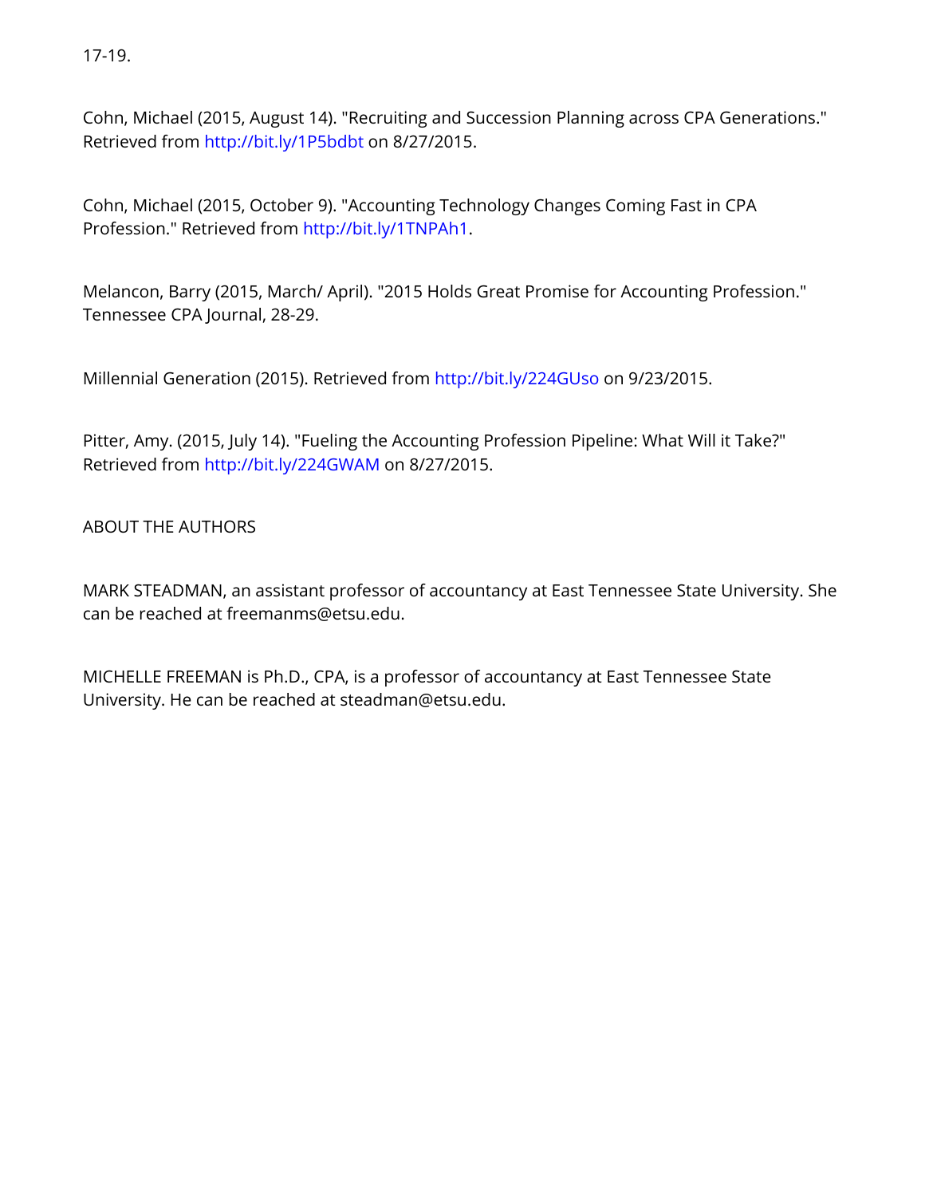17-19.

Cohn, Michael (2015, August 14). "Recruiting and Succession Planning across CPA Generations." Retrieved from http://bit.ly/1P5bdbt on 8/27/2015.

Cohn, Michael (2015, October 9). "Accounting Technology Changes Coming Fast in CPA Profession." Retrieved from http://bit.ly/1TNPAh1.

Melancon, Barry (2015, March/ April). "2015 Holds Great Promise for Accounting Profession." Tennessee CPA Journal, 28-29.

Millennial Generation (2015). Retrieved from http://bit.ly/224GUso on 9/23/2015.

Pitter, Amy. (2015, July 14). "Fueling the Accounting Profession Pipeline: What Will it Take?" Retrieved from http://bit.ly/224GWAM on 8/27/2015.

ABOUT THE AUTHORS

MARK STEADMAN, an assistant professor of accountancy at East Tennessee State University. She can be reached at freemanms@etsu.edu.

MICHELLE FREEMAN is Ph.D., CPA, is a professor of accountancy at East Tennessee State University. He can be reached at steadman@etsu.edu.